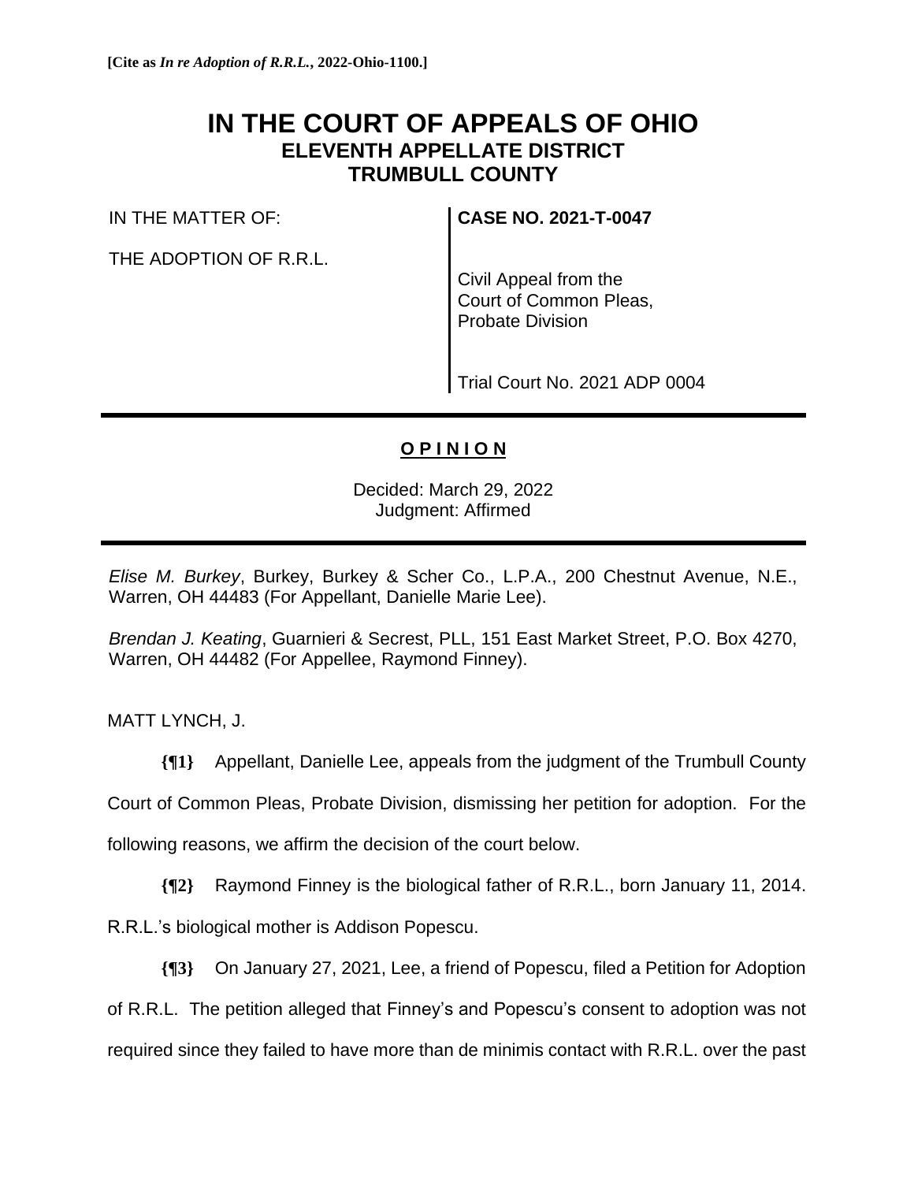**[Cite as *In re Adoption of R.R.L.*, 2022-Ohio-1100.]**

# IN THE COURT OF APPEALS OF OHIO
## ELEVENTH APPELLATE DISTRICT
## TRUMBULL COUNTY

| | |
|---|---|
| IN THE MATTER OF:<br><br>THE ADOPTION OF R.R.L. | **CASE NO. 2021-T-0047**<br><br>Civil Appeal from the Court of Common Pleas, Probate Division<br><br>Trial Court No. 2021 ADP 0004 |

---

**O P I N I O N**

Decided: March 29, 2022
Judgment: Affirmed

---

*Elise M. Burkey*, Burkey, Burkey & Scher Co., L.P.A., 200 Chestnut Avenue, N.E., Warren, OH 44483 (For Appellant, Danielle Marie Lee).

*Brendan J. Keating*, Guarnieri & Secrest, PLL, 151 East Market Street, P.O. Box 4270, Warren, OH 44482 (For Appellee, Raymond Finney).

MATT LYNCH, J.

**{¶1}** Appellant, Danielle Lee, appeals from the judgment of the Trumbull County Court of Common Pleas, Probate Division, dismissing her petition for adoption. For the following reasons, we affirm the decision of the court below.

**{¶2}** Raymond Finney is the biological father of R.R.L., born January 11, 2014. R.R.L.'s biological mother is Addison Popescu.

**{¶3}** On January 27, 2021, Lee, a friend of Popescu, filed a Petition for Adoption of R.R.L. The petition alleged that Finney's and Popescu's consent to adoption was not required since they failed to have more than de minimis contact with R.R.L. over the past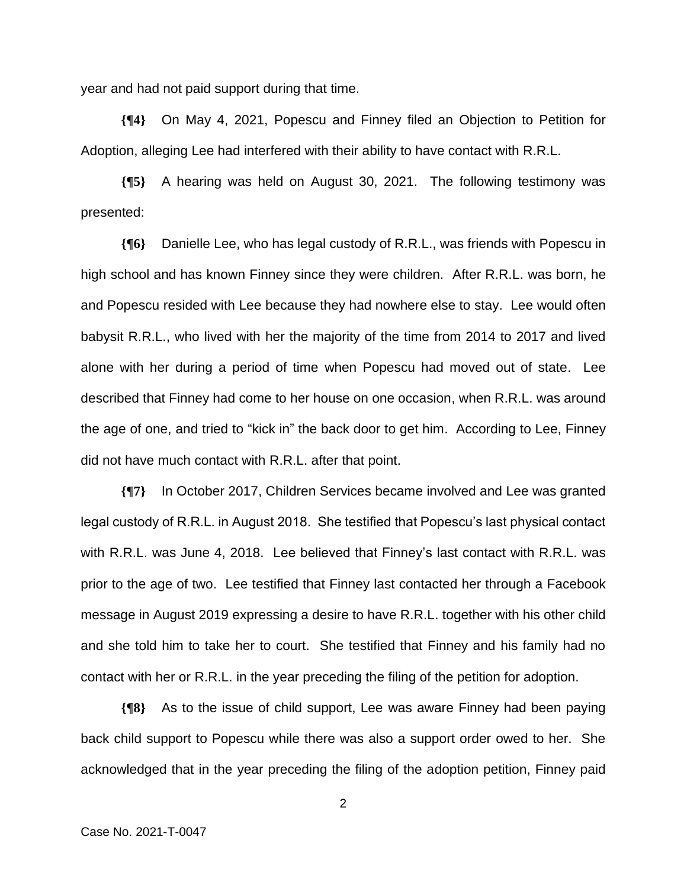year and had not paid support during that time.

**{¶4}** On May 4, 2021, Popescu and Finney filed an Objection to Petition for Adoption, alleging Lee had interfered with their ability to have contact with R.R.L.

**{¶5}** A hearing was held on August 30, 2021. The following testimony was presented:

**{¶6}** Danielle Lee, who has legal custody of R.R.L., was friends with Popescu in high school and has known Finney since they were children. After R.R.L. was born, he and Popescu resided with Lee because they had nowhere else to stay. Lee would often babysit R.R.L., who lived with her the majority of the time from 2014 to 2017 and lived alone with her during a period of time when Popescu had moved out of state. Lee described that Finney had come to her house on one occasion, when R.R.L. was around the age of one, and tried to "kick in" the back door to get him. According to Lee, Finney did not have much contact with R.R.L. after that point.

**{¶7}** In October 2017, Children Services became involved and Lee was granted legal custody of R.R.L. in August 2018. She testified that Popescu's last physical contact with R.R.L. was June 4, 2018. Lee believed that Finney's last contact with R.R.L. was prior to the age of two. Lee testified that Finney last contacted her through a Facebook message in August 2019 expressing a desire to have R.R.L. together with his other child and she told him to take her to court. She testified that Finney and his family had no contact with her or R.R.L. in the year preceding the filing of the petition for adoption.

**{¶8}** As to the issue of child support, Lee was aware Finney had been paying back child support to Popescu while there was also a support order owed to her. She acknowledged that in the year preceding the filing of the adoption petition, Finney paid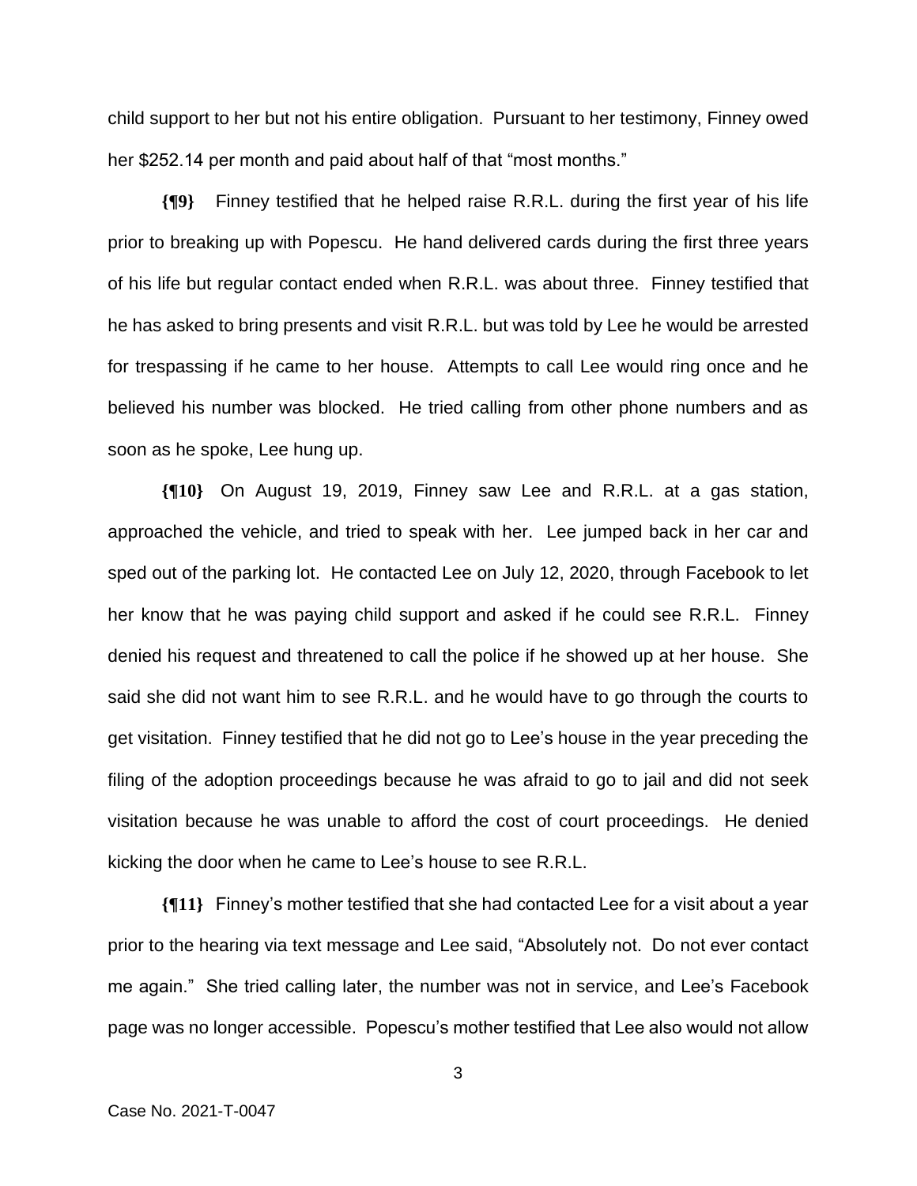child support to her but not his entire obligation. Pursuant to her testimony, Finney owed her $252.14 per month and paid about half of that "most months."

**{¶9}** Finney testified that he helped raise R.R.L. during the first year of his life prior to breaking up with Popescu. He hand delivered cards during the first three years of his life but regular contact ended when R.R.L. was about three. Finney testified that he has asked to bring presents and visit R.R.L. but was told by Lee he would be arrested for trespassing if he came to her house. Attempts to call Lee would ring once and he believed his number was blocked. He tried calling from other phone numbers and as soon as he spoke, Lee hung up.

**{¶10}** On August 19, 2019, Finney saw Lee and R.R.L. at a gas station, approached the vehicle, and tried to speak with her. Lee jumped back in her car and sped out of the parking lot. He contacted Lee on July 12, 2020, through Facebook to let her know that he was paying child support and asked if he could see R.R.L. Finney denied his request and threatened to call the police if he showed up at her house. She said she did not want him to see R.R.L. and he would have to go through the courts to get visitation. Finney testified that he did not go to Lee's house in the year preceding the filing of the adoption proceedings because he was afraid to go to jail and did not seek visitation because he was unable to afford the cost of court proceedings. He denied kicking the door when he came to Lee's house to see R.R.L.

**{¶11}** Finney's mother testified that she had contacted Lee for a visit about a year prior to the hearing via text message and Lee said, "Absolutely not. Do not ever contact me again." She tried calling later, the number was not in service, and Lee's Facebook page was no longer accessible. Popescu's mother testified that Lee also would not allow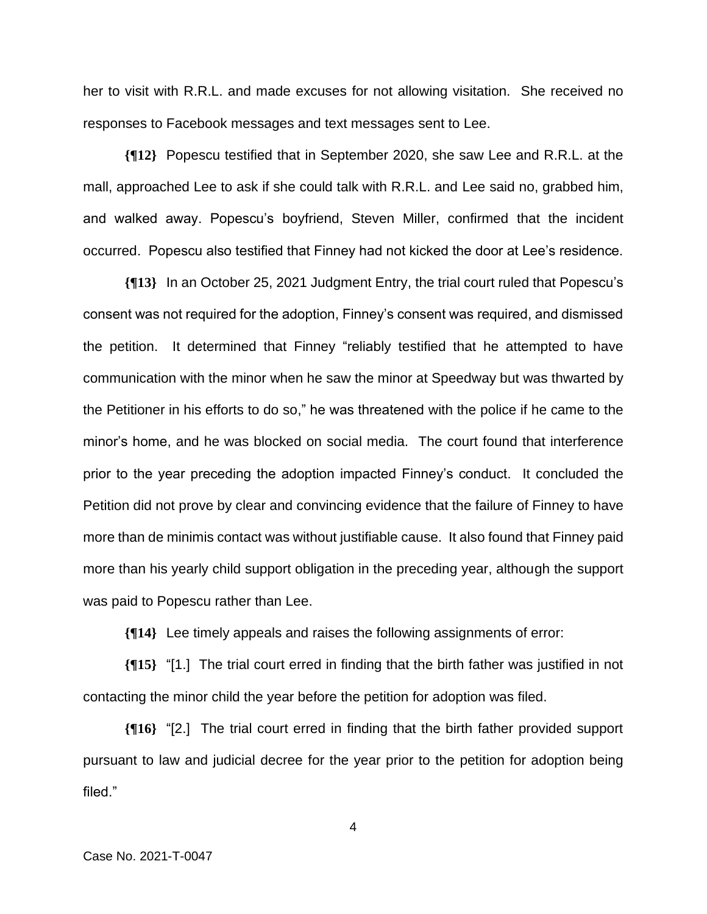her to visit with R.R.L. and made excuses for not allowing visitation. She received no responses to Facebook messages and text messages sent to Lee.

**{¶12}** Popescu testified that in September 2020, she saw Lee and R.R.L. at the mall, approached Lee to ask if she could talk with R.R.L. and Lee said no, grabbed him, and walked away. Popescu's boyfriend, Steven Miller, confirmed that the incident occurred. Popescu also testified that Finney had not kicked the door at Lee's residence.

**{¶13}** In an October 25, 2021 Judgment Entry, the trial court ruled that Popescu's consent was not required for the adoption, Finney's consent was required, and dismissed the petition. It determined that Finney "reliably testified that he attempted to have communication with the minor when he saw the minor at Speedway but was thwarted by the Petitioner in his efforts to do so," he was threatened with the police if he came to the minor's home, and he was blocked on social media. The court found that interference prior to the year preceding the adoption impacted Finney's conduct. It concluded the Petition did not prove by clear and convincing evidence that the failure of Finney to have more than de minimis contact was without justifiable cause. It also found that Finney paid more than his yearly child support obligation in the preceding year, although the support was paid to Popescu rather than Lee.

**{¶14}** Lee timely appeals and raises the following assignments of error:

**{¶15}** "[1.] The trial court erred in finding that the birth father was justified in not contacting the minor child the year before the petition for adoption was filed.

**{¶16}** "[2.] The trial court erred in finding that the birth father provided support pursuant to law and judicial decree for the year prior to the petition for adoption being filed."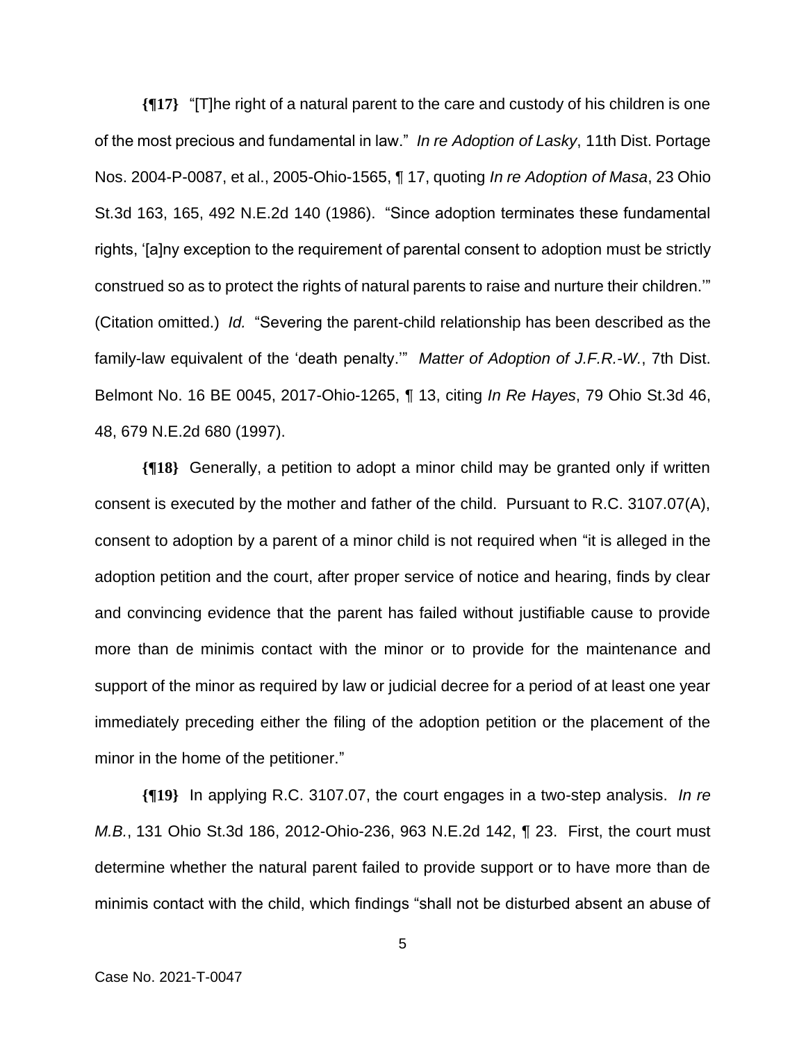**{¶17}** "[T]he right of a natural parent to the care and custody of his children is one of the most precious and fundamental in law." *In re Adoption of Lasky*, 11th Dist. Portage Nos. 2004-P-0087, et al., 2005-Ohio-1565, ¶ 17, quoting *In re Adoption of Masa*, 23 Ohio St.3d 163, 165, 492 N.E.2d 140 (1986). "Since adoption terminates these fundamental rights, '[a]ny exception to the requirement of parental consent to adoption must be strictly construed so as to protect the rights of natural parents to raise and nurture their children.'" (Citation omitted.) *Id.* "Severing the parent-child relationship has been described as the family-law equivalent of the 'death penalty.'" *Matter of Adoption of J.F.R.-W.*, 7th Dist. Belmont No. 16 BE 0045, 2017-Ohio-1265, ¶ 13, citing *In Re Hayes*, 79 Ohio St.3d 46, 48, 679 N.E.2d 680 (1997).

**{¶18}** Generally, a petition to adopt a minor child may be granted only if written consent is executed by the mother and father of the child. Pursuant to R.C. 3107.07(A), consent to adoption by a parent of a minor child is not required when "it is alleged in the adoption petition and the court, after proper service of notice and hearing, finds by clear and convincing evidence that the parent has failed without justifiable cause to provide more than de minimis contact with the minor or to provide for the maintenance and support of the minor as required by law or judicial decree for a period of at least one year immediately preceding either the filing of the adoption petition or the placement of the minor in the home of the petitioner."

**{¶19}** In applying R.C. 3107.07, the court engages in a two-step analysis. *In re M.B.*, 131 Ohio St.3d 186, 2012-Ohio-236, 963 N.E.2d 142, ¶ 23. First, the court must determine whether the natural parent failed to provide support or to have more than de minimis contact with the child, which findings "shall not be disturbed absent an abuse of

Case No. 2021-T-0047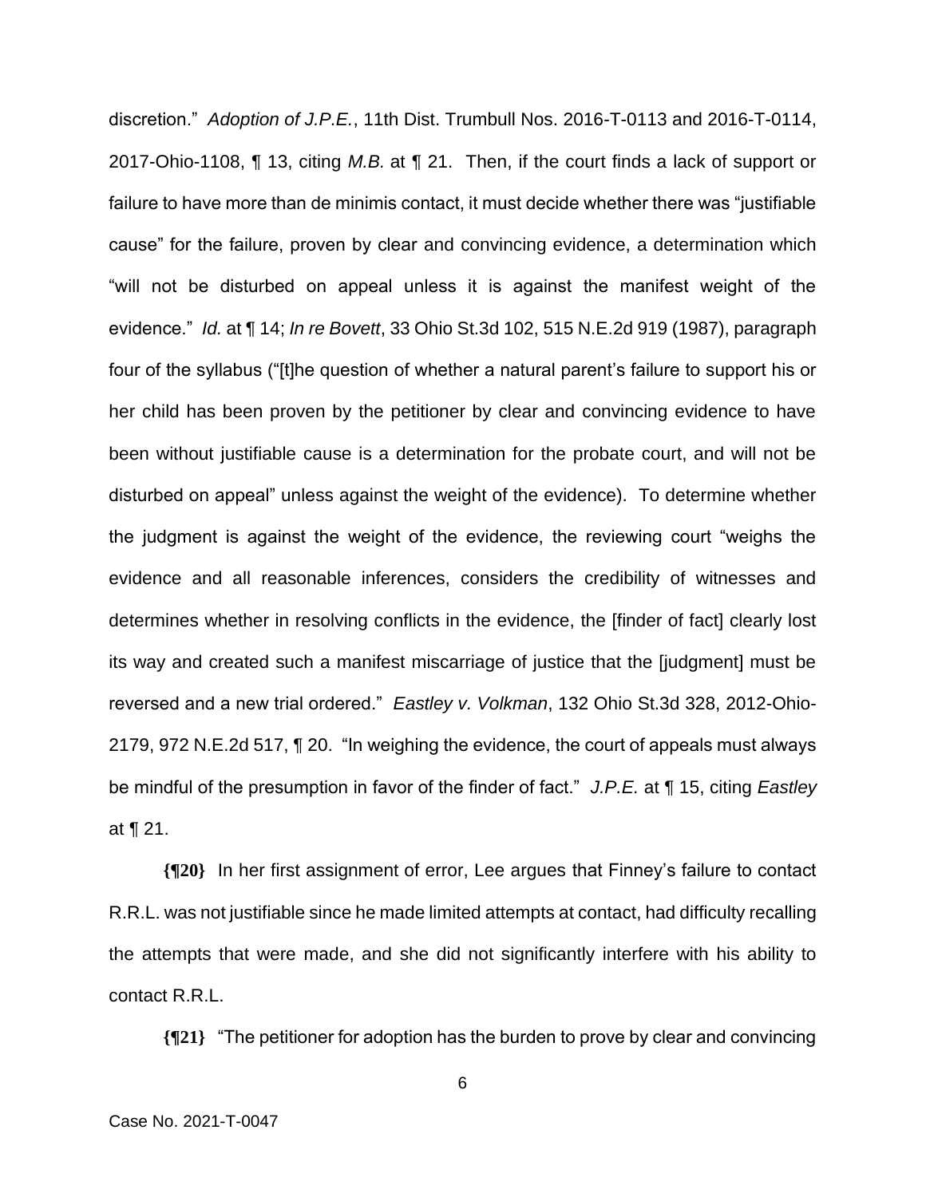discretion." *Adoption of J.P.E.*, 11th Dist. Trumbull Nos. 2016-T-0113 and 2016-T-0114, 2017-Ohio-1108, ¶ 13, citing *M.B.* at ¶ 21. Then, if the court finds a lack of support or failure to have more than de minimis contact, it must decide whether there was "justifiable cause" for the failure, proven by clear and convincing evidence, a determination which "will not be disturbed on appeal unless it is against the manifest weight of the evidence." *Id.* at ¶ 14; *In re Bovett*, 33 Ohio St.3d 102, 515 N.E.2d 919 (1987), paragraph four of the syllabus ("[t]he question of whether a natural parent's failure to support his or her child has been proven by the petitioner by clear and convincing evidence to have been without justifiable cause is a determination for the probate court, and will not be disturbed on appeal" unless against the weight of the evidence). To determine whether the judgment is against the weight of the evidence, the reviewing court "weighs the evidence and all reasonable inferences, considers the credibility of witnesses and determines whether in resolving conflicts in the evidence, the [finder of fact] clearly lost its way and created such a manifest miscarriage of justice that the [judgment] must be reversed and a new trial ordered." *Eastley v. Volkman*, 132 Ohio St.3d 328, 2012-Ohio-2179, 972 N.E.2d 517, ¶ 20. "In weighing the evidence, the court of appeals must always be mindful of the presumption in favor of the finder of fact." *J.P.E.* at ¶ 15, citing *Eastley* at ¶ 21.

**{¶20}** In her first assignment of error, Lee argues that Finney's failure to contact R.R.L. was not justifiable since he made limited attempts at contact, had difficulty recalling the attempts that were made, and she did not significantly interfere with his ability to contact R.R.L.

**{¶21}** "The petitioner for adoption has the burden to prove by clear and convincing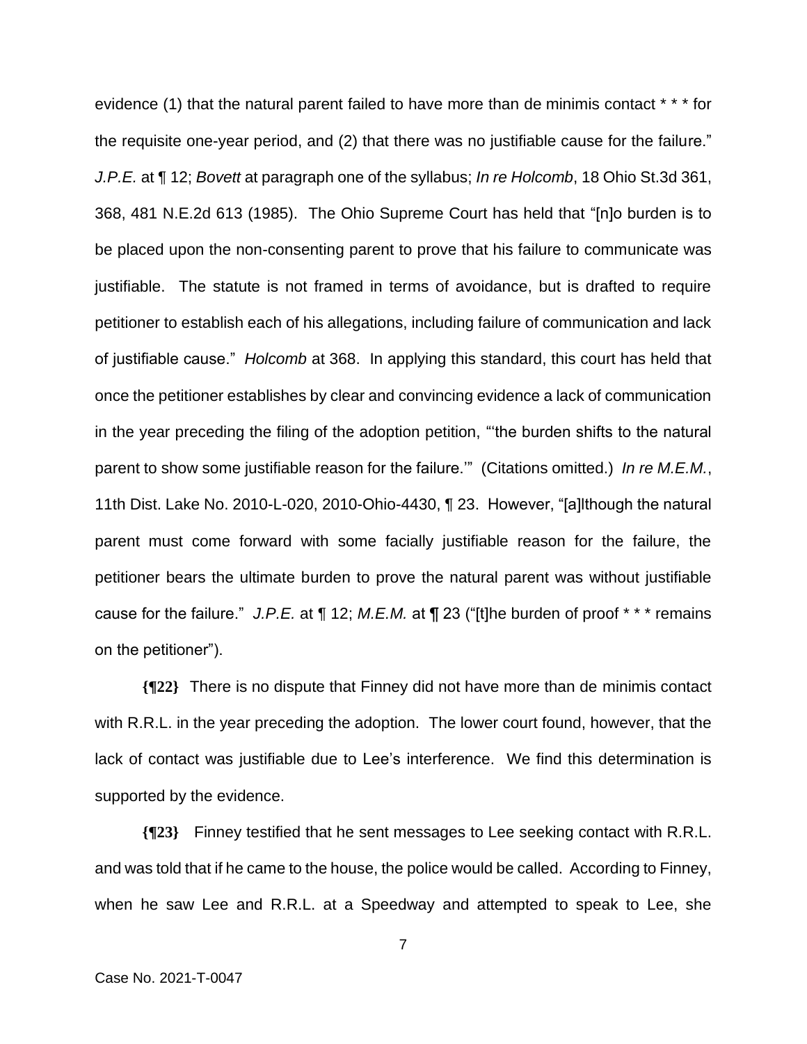evidence (1) that the natural parent failed to have more than de minimis contact * * * for the requisite one-year period, and (2) that there was no justifiable cause for the failure." *J.P.E.* at ¶ 12; *Bovett* at paragraph one of the syllabus; *In re Holcomb*, 18 Ohio St.3d 361, 368, 481 N.E.2d 613 (1985). The Ohio Supreme Court has held that "[n]o burden is to be placed upon the non-consenting parent to prove that his failure to communicate was justifiable. The statute is not framed in terms of avoidance, but is drafted to require petitioner to establish each of his allegations, including failure of communication and lack of justifiable cause." *Holcomb* at 368. In applying this standard, this court has held that once the petitioner establishes by clear and convincing evidence a lack of communication in the year preceding the filing of the adoption petition, "'the burden shifts to the natural parent to show some justifiable reason for the failure.'" (Citations omitted.) *In re M.E.M.*, 11th Dist. Lake No. 2010-L-020, 2010-Ohio-4430, ¶ 23. However, "[a]lthough the natural parent must come forward with some facially justifiable reason for the failure, the petitioner bears the ultimate burden to prove the natural parent was without justifiable cause for the failure." *J.P.E.* at ¶ 12; *M.E.M.* at ¶ 23 ("[t]he burden of proof * * * remains on the petitioner").

**{¶22}** There is no dispute that Finney did not have more than de minimis contact with R.R.L. in the year preceding the adoption. The lower court found, however, that the lack of contact was justifiable due to Lee's interference. We find this determination is supported by the evidence.

**{¶23}** Finney testified that he sent messages to Lee seeking contact with R.R.L. and was told that if he came to the house, the police would be called. According to Finney, when he saw Lee and R.R.L. at a Speedway and attempted to speak to Lee, she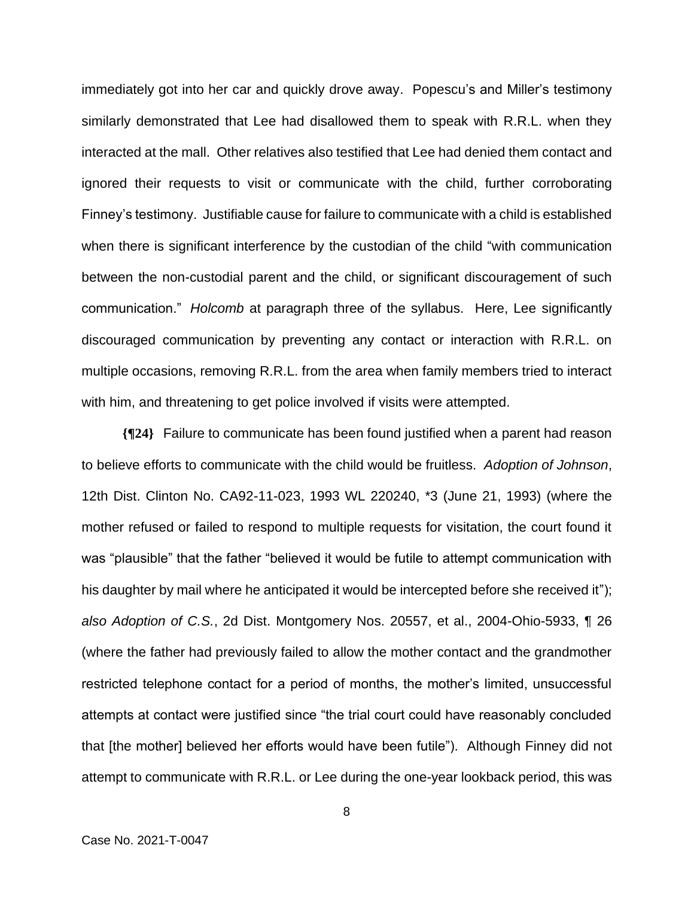immediately got into her car and quickly drove away. Popescu's and Miller's testimony similarly demonstrated that Lee had disallowed them to speak with R.R.L. when they interacted at the mall. Other relatives also testified that Lee had denied them contact and ignored their requests to visit or communicate with the child, further corroborating Finney's testimony. Justifiable cause for failure to communicate with a child is established when there is significant interference by the custodian of the child "with communication between the non-custodial parent and the child, or significant discouragement of such communication." *Holcomb* at paragraph three of the syllabus. Here, Lee significantly discouraged communication by preventing any contact or interaction with R.R.L. on multiple occasions, removing R.R.L. from the area when family members tried to interact with him, and threatening to get police involved if visits were attempted.

**{¶24}** Failure to communicate has been found justified when a parent had reason to believe efforts to communicate with the child would be fruitless. *Adoption of Johnson*, 12th Dist. Clinton No. CA92-11-023, 1993 WL 220240, *3 (June 21, 1993) (where the mother refused or failed to respond to multiple requests for visitation, the court found it was "plausible" that the father "believed it would be futile to attempt communication with his daughter by mail where he anticipated it would be intercepted before she received it"); *also Adoption of C.S.*, 2d Dist. Montgomery Nos. 20557, et al., 2004-Ohio-5933, ¶ 26 (where the father had previously failed to allow the mother contact and the grandmother restricted telephone contact for a period of months, the mother's limited, unsuccessful attempts at contact were justified since "the trial court could have reasonably concluded that [the mother] believed her efforts would have been futile"). Although Finney did not attempt to communicate with R.R.L. or Lee during the one-year lookback period, this was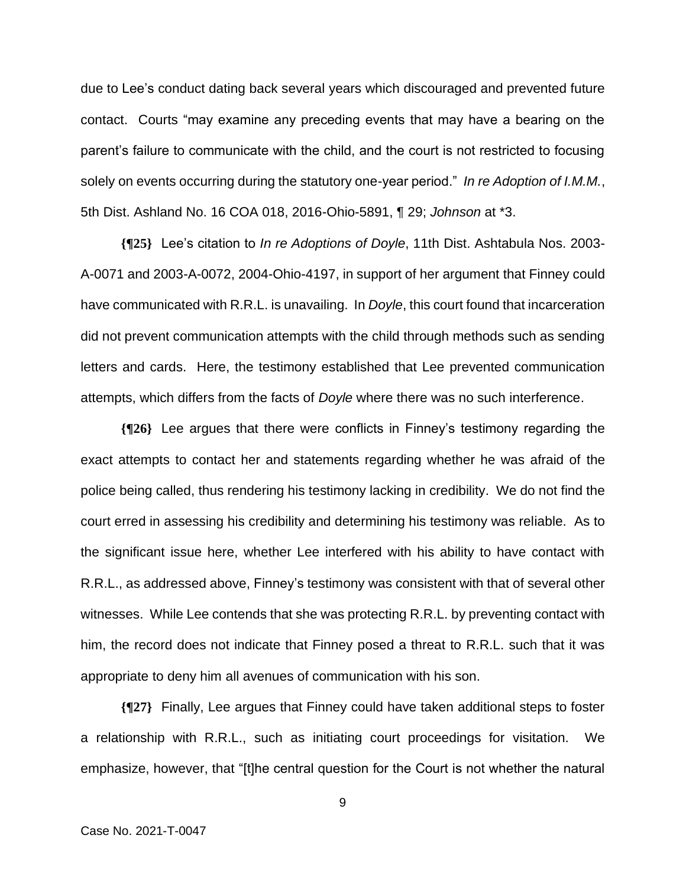due to Lee's conduct dating back several years which discouraged and prevented future contact. Courts "may examine any preceding events that may have a bearing on the parent's failure to communicate with the child, and the court is not restricted to focusing solely on events occurring during the statutory one-year period." *In re Adoption of I.M.M.*, 5th Dist. Ashland No. 16 COA 018, 2016-Ohio-5891, ¶ 29; *Johnson* at *3.

**{¶25}** Lee's citation to *In re Adoptions of Doyle*, 11th Dist. Ashtabula Nos. 2003-A-0071 and 2003-A-0072, 2004-Ohio-4197, in support of her argument that Finney could have communicated with R.R.L. is unavailing. In *Doyle*, this court found that incarceration did not prevent communication attempts with the child through methods such as sending letters and cards. Here, the testimony established that Lee prevented communication attempts, which differs from the facts of *Doyle* where there was no such interference.

**{¶26}** Lee argues that there were conflicts in Finney's testimony regarding the exact attempts to contact her and statements regarding whether he was afraid of the police being called, thus rendering his testimony lacking in credibility. We do not find the court erred in assessing his credibility and determining his testimony was reliable. As to the significant issue here, whether Lee interfered with his ability to have contact with R.R.L., as addressed above, Finney's testimony was consistent with that of several other witnesses. While Lee contends that she was protecting R.R.L. by preventing contact with him, the record does not indicate that Finney posed a threat to R.R.L. such that it was appropriate to deny him all avenues of communication with his son.

**{¶27}** Finally, Lee argues that Finney could have taken additional steps to foster a relationship with R.R.L., such as initiating court proceedings for visitation. We emphasize, however, that "[t]he central question for the Court is not whether the natural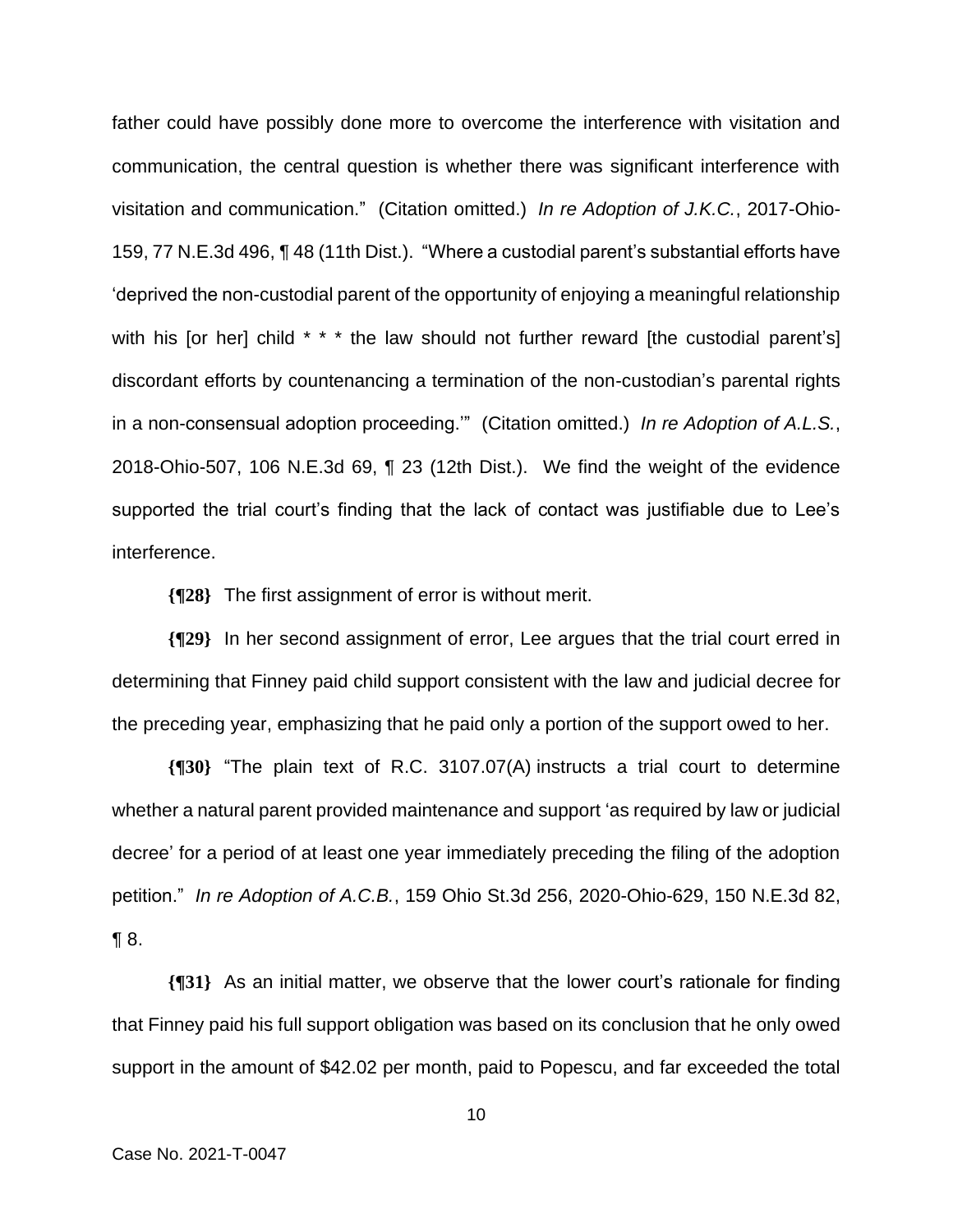father could have possibly done more to overcome the interference with visitation and communication, the central question is whether there was significant interference with visitation and communication." (Citation omitted.) *In re Adoption of J.K.C.*, 2017-Ohio-159, 77 N.E.3d 496, ¶ 48 (11th Dist.). "Where a custodial parent's substantial efforts have 'deprived the non-custodial parent of the opportunity of enjoying a meaningful relationship with his [or her] child * * * the law should not further reward [the custodial parent's] discordant efforts by countenancing a termination of the non-custodian's parental rights in a non-consensual adoption proceeding.'" (Citation omitted.) *In re Adoption of A.L.S.*, 2018-Ohio-507, 106 N.E.3d 69, ¶ 23 (12th Dist.). We find the weight of the evidence supported the trial court's finding that the lack of contact was justifiable due to Lee's interference.

**{¶28}** The first assignment of error is without merit.

**{¶29}** In her second assignment of error, Lee argues that the trial court erred in determining that Finney paid child support consistent with the law and judicial decree for the preceding year, emphasizing that he paid only a portion of the support owed to her.

**{¶30}** "The plain text of R.C. 3107.07(A) instructs a trial court to determine whether a natural parent provided maintenance and support 'as required by law or judicial decree' for a period of at least one year immediately preceding the filing of the adoption petition." *In re Adoption of A.C.B.*, 159 Ohio St.3d 256, 2020-Ohio-629, 150 N.E.3d 82, ¶ 8.

**{¶31}** As an initial matter, we observe that the lower court's rationale for finding that Finney paid his full support obligation was based on its conclusion that he only owed support in the amount of $42.02 per month, paid to Popescu, and far exceeded the total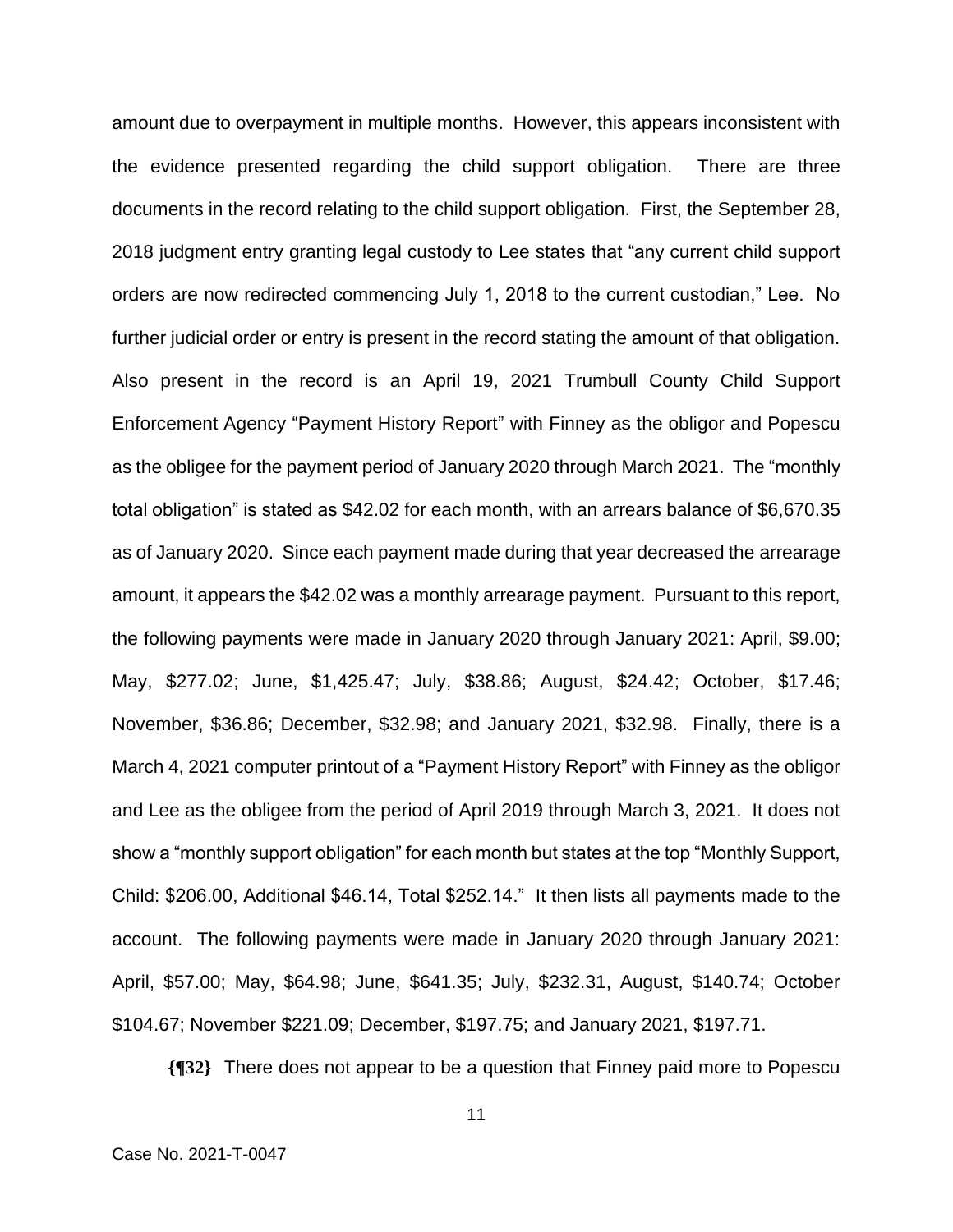amount due to overpayment in multiple months. However, this appears inconsistent with the evidence presented regarding the child support obligation. There are three documents in the record relating to the child support obligation. First, the September 28, 2018 judgment entry granting legal custody to Lee states that "any current child support orders are now redirected commencing July 1, 2018 to the current custodian," Lee. No further judicial order or entry is present in the record stating the amount of that obligation. Also present in the record is an April 19, 2021 Trumbull County Child Support Enforcement Agency "Payment History Report" with Finney as the obligor and Popescu as the obligee for the payment period of January 2020 through March 2021. The "monthly total obligation" is stated as $42.02 for each month, with an arrears balance of $6,670.35 as of January 2020. Since each payment made during that year decreased the arrearage amount, it appears the $42.02 was a monthly arrearage payment. Pursuant to this report, the following payments were made in January 2020 through January 2021: April, $9.00; May, $277.02; June, $1,425.47; July, $38.86; August, $24.42; October, $17.46; November, $36.86; December, $32.98; and January 2021, $32.98. Finally, there is a March 4, 2021 computer printout of a "Payment History Report" with Finney as the obligor and Lee as the obligee from the period of April 2019 through March 3, 2021. It does not show a "monthly support obligation" for each month but states at the top "Monthly Support, Child: $206.00, Additional $46.14, Total $252.14." It then lists all payments made to the account. The following payments were made in January 2020 through January 2021: April, $57.00; May, $64.98; June, $641.35; July, $232.31, August, $140.74; October $104.67; November $221.09; December, $197.75; and January 2021, $197.71.

**{¶32}** There does not appear to be a question that Finney paid more to Popescu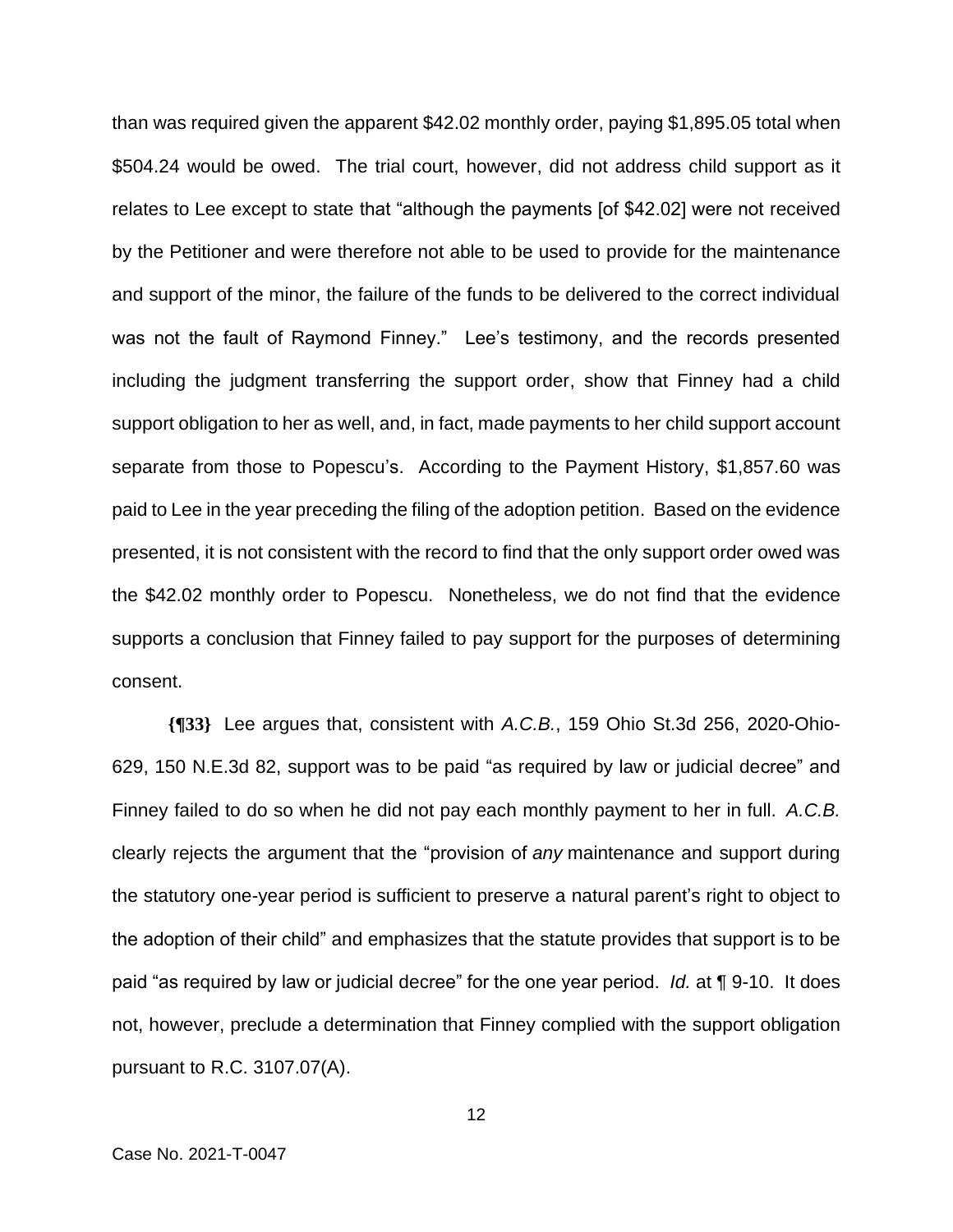than was required given the apparent $42.02 monthly order, paying $1,895.05 total when $504.24 would be owed. The trial court, however, did not address child support as it relates to Lee except to state that "although the payments [of $42.02] were not received by the Petitioner and were therefore not able to be used to provide for the maintenance and support of the minor, the failure of the funds to be delivered to the correct individual was not the fault of Raymond Finney." Lee's testimony, and the records presented including the judgment transferring the support order, show that Finney had a child support obligation to her as well, and, in fact, made payments to her child support account separate from those to Popescu's. According to the Payment History, $1,857.60 was paid to Lee in the year preceding the filing of the adoption petition. Based on the evidence presented, it is not consistent with the record to find that the only support order owed was the $42.02 monthly order to Popescu. Nonetheless, we do not find that the evidence supports a conclusion that Finney failed to pay support for the purposes of determining consent.

**{¶33}** Lee argues that, consistent with *A.C.B.*, 159 Ohio St.3d 256, 2020-Ohio-629, 150 N.E.3d 82, support was to be paid "as required by law or judicial decree" and Finney failed to do so when he did not pay each monthly payment to her in full. *A.C.B.* clearly rejects the argument that the "provision of *any* maintenance and support during the statutory one-year period is sufficient to preserve a natural parent's right to object to the adoption of their child" and emphasizes that the statute provides that support is to be paid "as required by law or judicial decree" for the one year period. *Id.* at ¶ 9-10. It does not, however, preclude a determination that Finney complied with the support obligation pursuant to R.C. 3107.07(A).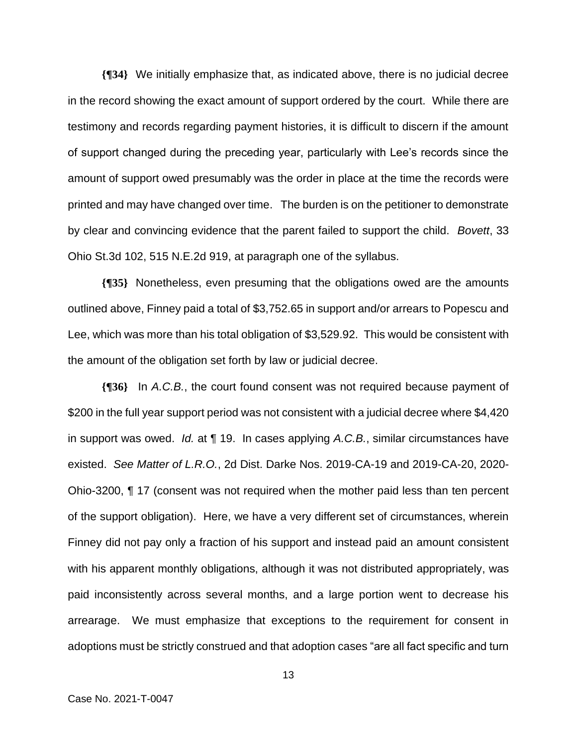**{¶34}** We initially emphasize that, as indicated above, there is no judicial decree in the record showing the exact amount of support ordered by the court. While there are testimony and records regarding payment histories, it is difficult to discern if the amount of support changed during the preceding year, particularly with Lee's records since the amount of support owed presumably was the order in place at the time the records were printed and may have changed over time. The burden is on the petitioner to demonstrate by clear and convincing evidence that the parent failed to support the child. *Bovett*, 33 Ohio St.3d 102, 515 N.E.2d 919, at paragraph one of the syllabus.

**{¶35}** Nonetheless, even presuming that the obligations owed are the amounts outlined above, Finney paid a total of $3,752.65 in support and/or arrears to Popescu and Lee, which was more than his total obligation of $3,529.92. This would be consistent with the amount of the obligation set forth by law or judicial decree.

**{¶36}** In *A.C.B.*, the court found consent was not required because payment of $200 in the full year support period was not consistent with a judicial decree where $4,420 in support was owed. *Id.* at ¶ 19. In cases applying *A.C.B.*, similar circumstances have existed. *See Matter of L.R.O.*, 2d Dist. Darke Nos. 2019-CA-19 and 2019-CA-20, 2020-Ohio-3200, ¶ 17 (consent was not required when the mother paid less than ten percent of the support obligation). Here, we have a very different set of circumstances, wherein Finney did not pay only a fraction of his support and instead paid an amount consistent with his apparent monthly obligations, although it was not distributed appropriately, was paid inconsistently across several months, and a large portion went to decrease his arrearage. We must emphasize that exceptions to the requirement for consent in adoptions must be strictly construed and that adoption cases "are all fact specific and turn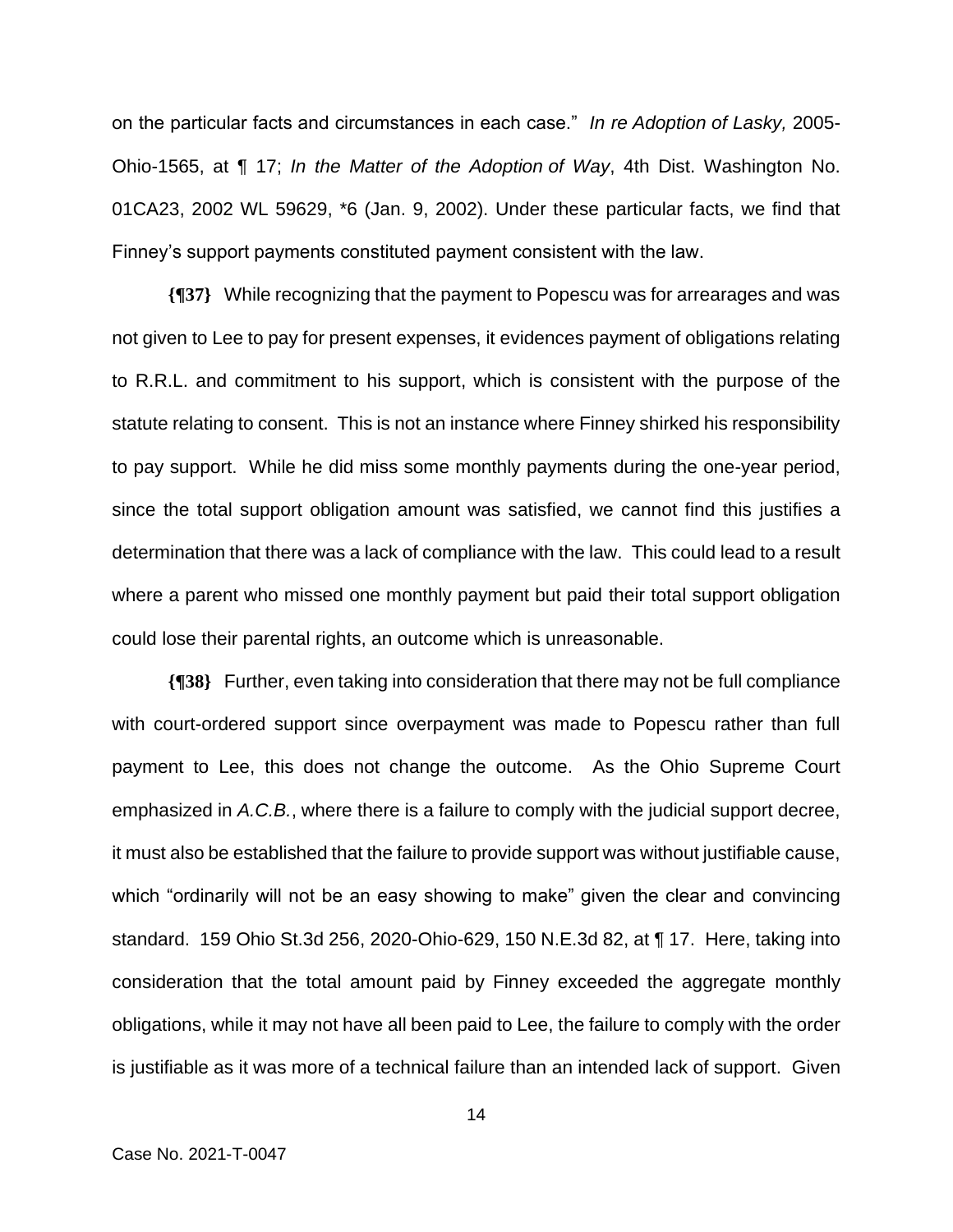on the particular facts and circumstances in each case." *In re Adoption of Lasky,* 2005-Ohio-1565, at ¶ 17; *In the Matter of the Adoption of Way*, 4th Dist. Washington No. 01CA23, 2002 WL 59629, *6 (Jan. 9, 2002). Under these particular facts, we find that Finney's support payments constituted payment consistent with the law.

**{¶37}** While recognizing that the payment to Popescu was for arrearages and was not given to Lee to pay for present expenses, it evidences payment of obligations relating to R.R.L. and commitment to his support, which is consistent with the purpose of the statute relating to consent. This is not an instance where Finney shirked his responsibility to pay support. While he did miss some monthly payments during the one-year period, since the total support obligation amount was satisfied, we cannot find this justifies a determination that there was a lack of compliance with the law. This could lead to a result where a parent who missed one monthly payment but paid their total support obligation could lose their parental rights, an outcome which is unreasonable.

**{¶38}** Further, even taking into consideration that there may not be full compliance with court-ordered support since overpayment was made to Popescu rather than full payment to Lee, this does not change the outcome. As the Ohio Supreme Court emphasized in *A.C.B.*, where there is a failure to comply with the judicial support decree, it must also be established that the failure to provide support was without justifiable cause, which "ordinarily will not be an easy showing to make" given the clear and convincing standard. 159 Ohio St.3d 256, 2020-Ohio-629, 150 N.E.3d 82, at ¶ 17. Here, taking into consideration that the total amount paid by Finney exceeded the aggregate monthly obligations, while it may not have all been paid to Lee, the failure to comply with the order is justifiable as it was more of a technical failure than an intended lack of support. Given

Case No. 2021-T-0047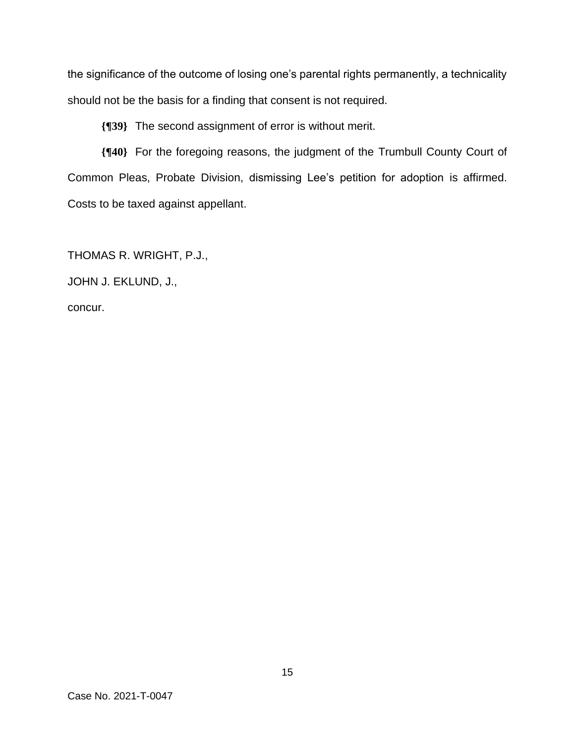the significance of the outcome of losing one's parental rights permanently, a technicality should not be the basis for a finding that consent is not required.

**{¶39}** The second assignment of error is without merit.

**{¶40}** For the foregoing reasons, the judgment of the Trumbull County Court of Common Pleas, Probate Division, dismissing Lee's petition for adoption is affirmed. Costs to be taxed against appellant.

THOMAS R. WRIGHT, P.J.,

JOHN J. EKLUND, J.,

concur.